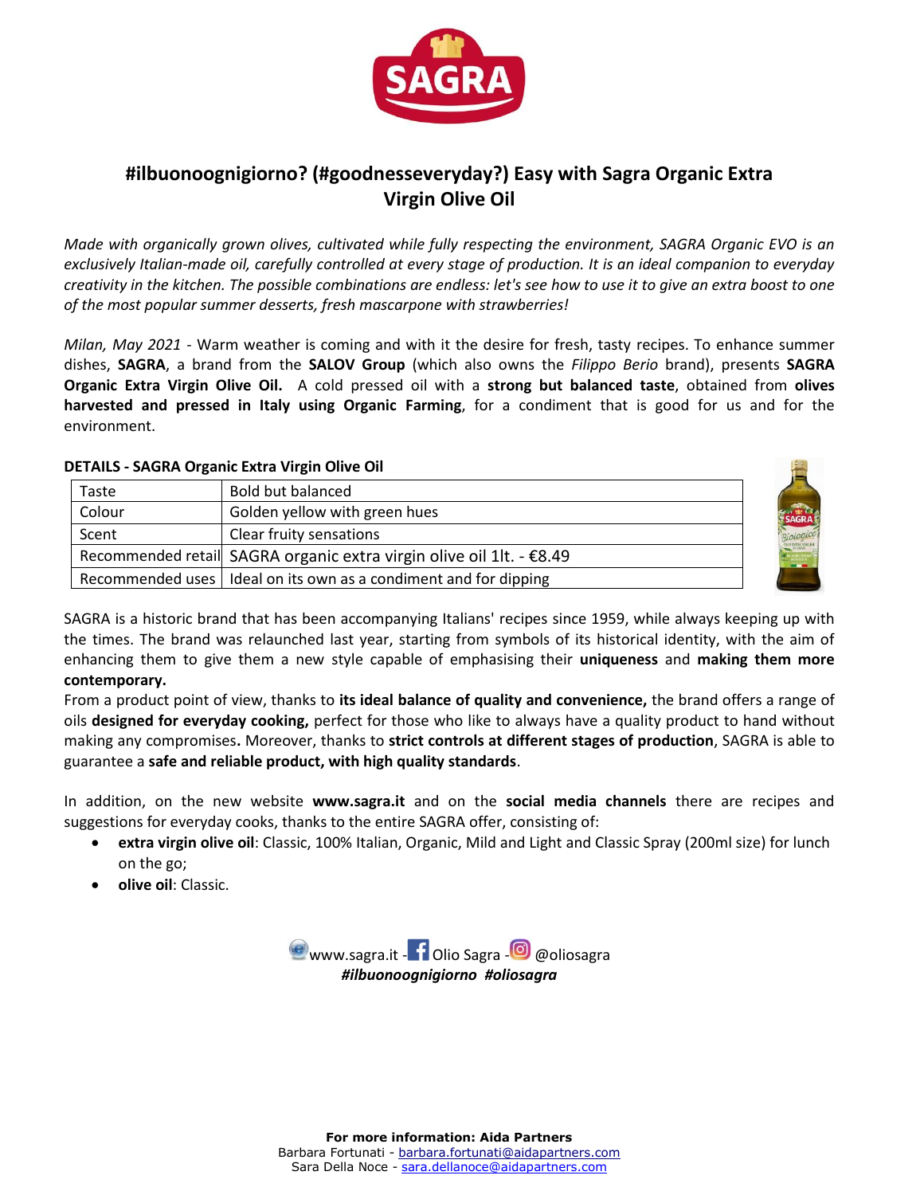# #ilbuonoognigiorno? (#goodnesseveryday?) Easy with Sagra Organic Extra Virgin Olive Oil

*Made with organically grown olives, cultivated while fully respecting the environment, SAGRA Organic EVO is an exclusively Italian-made oil, carefully controlled at every stage of production. It is an ideal companion to everyday creativity in the kitchen. The possible combinations are endless: let's see how to use it to give an extra boost to one of the most popular summer desserts, fresh mascarpone with strawberries!*

*Milan, May 2021* - Warm weather is coming and with it the desire for fresh, tasty recipes. To enhance summer dishes, **SAGRA**, a brand from the **SALOV Group** (which also owns the *Filippo Berio* brand), presents **SAGRA Organic Extra Virgin Olive Oil.** A cold pressed oil with a **strong but balanced taste**, obtained from **olives harvested and pressed in Italy using Organic Farming**, for a condiment that is good for us and for the environment.

**DETAILS - SAGRA Organic Extra Virgin Olive Oil**

| | |
|---|---|
| Taste | Bold but balanced |
| Colour | Golden yellow with green hues |
| Scent | Clear fruity sensations |
| Recommended retail | SAGRA organic extra virgin olive oil 1lt. - €8.49 |
| Recommended uses | Ideal on its own as a condiment and for dipping |

SAGRA is a historic brand that has been accompanying Italians' recipes since 1959, while always keeping up with the times. The brand was relaunched last year, starting from symbols of its historical identity, with the aim of enhancing them to give them a new style capable of emphasising their **uniqueness** and **making them more contemporary.**

From a product point of view, thanks to **its ideal balance of quality and convenience,** the brand offers a range of oils **designed for everyday cooking,** perfect for those who like to always have a quality product to hand without making any compromises**.** Moreover, thanks to **strict controls at different stages of production**, SAGRA is able to guarantee a **safe and reliable product, with high quality standards**.

In addition, on the new website **www.sagra.it** and on the **social media channels** there are recipes and suggestions for everyday cooks, thanks to the entire SAGRA offer, consisting of:

- **extra virgin olive oil**: Classic, 100% Italian, Organic, Mild and Light and Classic Spray (200ml size) for lunch on the go;
- **olive oil**: Classic.

www.sagra.it - Olio Sagra - @oliosagra

***#ilbuonoognigiorno #oliosagra***

**For more information: Aida Partners**

Barbara Fortunati - barbara.fortunati@aidapartners.com

Sara Della Noce - sara.dellanoce@aidapartners.com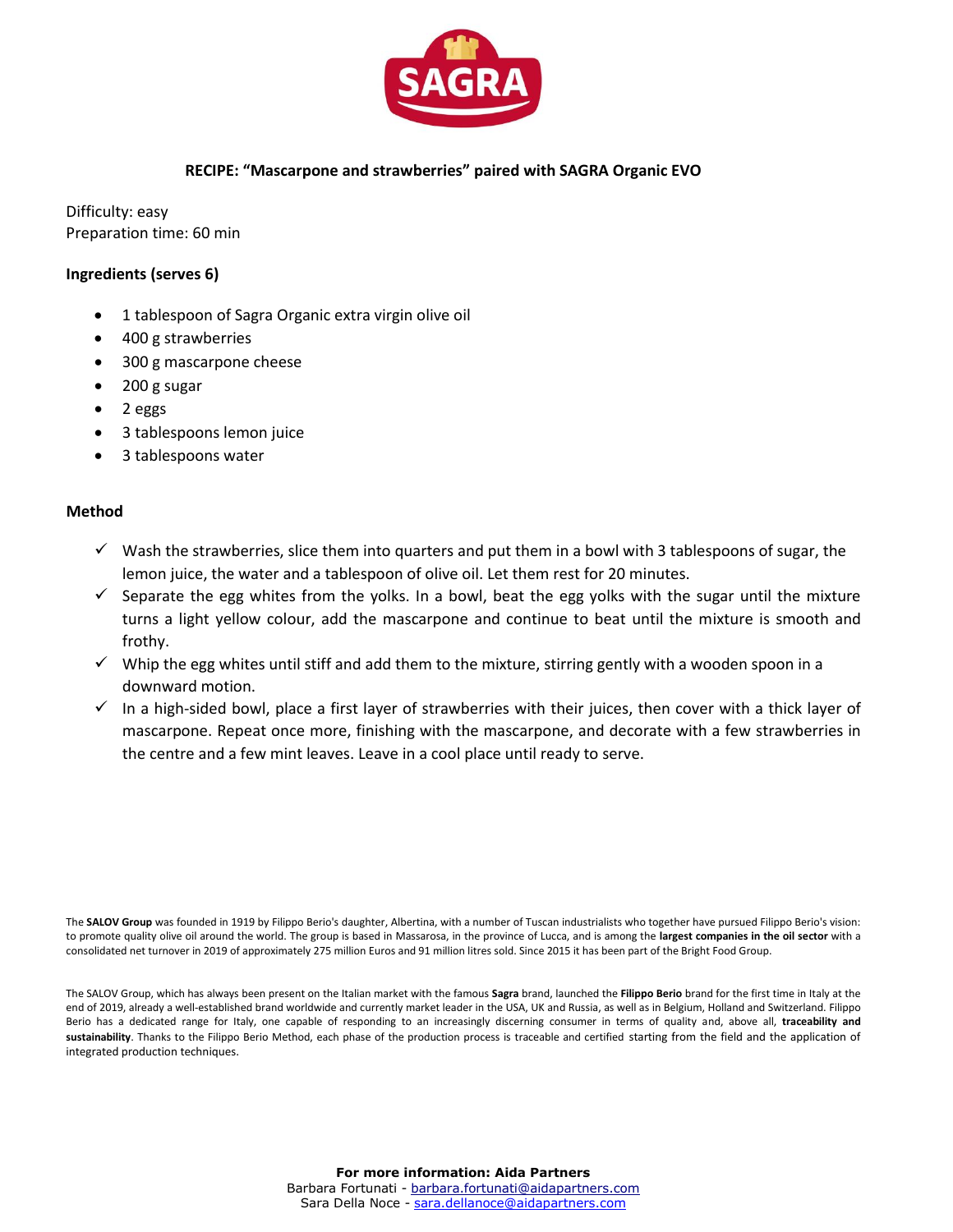**RECIPE: "Mascarpone and strawberries" paired with SAGRA Organic EVO**

Difficulty: easy
Preparation time: 60 min

**Ingredients (serves 6)**

- 1 tablespoon of Sagra Organic extra virgin olive oil
- 400 g strawberries
- 300 g mascarpone cheese
- 200 g sugar
- 2 eggs
- 3 tablespoons lemon juice
- 3 tablespoons water

**Method**

- ✓ Wash the strawberries, slice them into quarters and put them in a bowl with 3 tablespoons of sugar, the lemon juice, the water and a tablespoon of olive oil. Let them rest for 20 minutes.
- ✓ Separate the egg whites from the yolks. In a bowl, beat the egg yolks with the sugar until the mixture turns a light yellow colour, add the mascarpone and continue to beat until the mixture is smooth and frothy.
- ✓ Whip the egg whites until stiff and add them to the mixture, stirring gently with a wooden spoon in a downward motion.
- ✓ In a high-sided bowl, place a first layer of strawberries with their juices, then cover with a thick layer of mascarpone. Repeat once more, finishing with the mascarpone, and decorate with a few strawberries in the centre and a few mint leaves. Leave in a cool place until ready to serve.

The **SALOV Group** was founded in 1919 by Filippo Berio's daughter, Albertina, with a number of Tuscan industrialists who together have pursued Filippo Berio's vision: to promote quality olive oil around the world. The group is based in Massarosa, in the province of Lucca, and is among the **largest companies in the oil sector** with a consolidated net turnover in 2019 of approximately 275 million Euros and 91 million litres sold. Since 2015 it has been part of the Bright Food Group.

The SALOV Group, which has always been present on the Italian market with the famous **Sagra** brand, launched the **Filippo Berio** brand for the first time in Italy at the end of 2019, already a well-established brand worldwide and currently market leader in the USA, UK and Russia, as well as in Belgium, Holland and Switzerland. Filippo Berio has a dedicated range for Italy, one capable of responding to an increasingly discerning consumer in terms of quality and, above all, **traceability and sustainability**. Thanks to the Filippo Berio Method, each phase of the production process is traceable and certified starting from the field and the application of integrated production techniques.

**For more information: Aida Partners**
Barbara Fortunati - barbara.fortunati@aidapartners.com
Sara Della Noce - sara.dellanoce@aidapartners.com